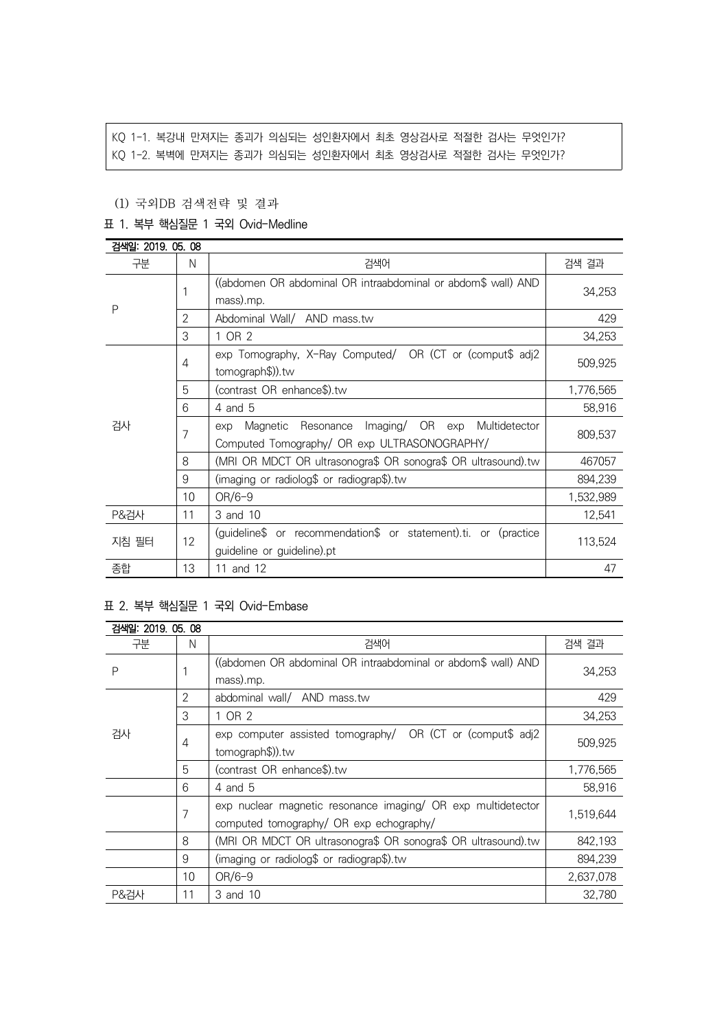KQ 1-1. 복강내 만져지는 종괴가 의심되는 성인환자에서 최초 영상검사로 적절한 검사는 무엇인가?
KQ 1-2. 복벽에 만져지는 종괴가 의심되는 성인환자에서 최초 영상검사로 적절한 검사는 무엇인가?

(1) 국외DB 검색전략 및 결과

표 1. 복부 핵심질문 1 국외 Ovid-Medline

검색일: 2019. 05. 08

| 구분 | N | 검색어 | 검색 결과 |
|---|---|---|---|
| P | 1 | ((abdomen OR abdominal OR intraabdominal or abdom$ wall) AND mass).mp. | 34,253 |
| | 2 | Abdominal Wall/ AND mass.tw | 429 |
| | 3 | 1 OR 2 | 34,253 |
| 검사 | 4 | exp Tomography, X-Ray Computed/ OR (CT or (comput$ adj2 tomograph$)).tw | 509,925 |
| | 5 | (contrast OR enhance$).tw | 1,776,565 |
| | 6 | 4 and 5 | 58,916 |
| | 7 | exp Magnetic Resonance Imaging/ OR exp Multidetector Computed Tomography/ OR exp ULTRASONOGRAPHY/ | 809,537 |
| | 8 | (MRI OR MDCT OR ultrasonogra$ OR sonogra$ OR ultrasound).tw | 467057 |
| | 9 | (imaging or radiolog$ or radiograp$).tw | 894,239 |
| | 10 | OR/6-9 | 1,532,989 |
| P&검사 | 11 | 3 and 10 | 12,541 |
| 지침 필터 | 12 | (guideline$ or recommendation$ or statement).ti. or (practice guideline or guideline).pt | 113,524 |
| 종합 | 13 | 11 and 12 | 47 |

표 2. 복부 핵심질문 1 국외 Ovid-Embase

검색일: 2019. 05. 08

| 구분 | N | 검색어 | 검색 결과 |
|---|---|---|---|
| P | 1 | ((abdomen OR abdominal OR intraabdominal or abdom$ wall) AND mass).mp. | 34,253 |
| 검사 | 2 | abdominal wall/ AND mass.tw | 429 |
| | 3 | 1 OR 2 | 34,253 |
| | 4 | exp computer assisted tomography/ OR (CT or (comput$ adj2 tomograph$)).tw | 509,925 |
| | 5 | (contrast OR enhance$).tw | 1,776,565 |
| | 6 | 4 and 5 | 58,916 |
| | 7 | exp nuclear magnetic resonance imaging/ OR exp multidetector computed tomography/ OR exp echography/ | 1,519,644 |
| | 8 | (MRI OR MDCT OR ultrasonogra$ OR sonogra$ OR ultrasound).tw | 842,193 |
| | 9 | (imaging or radiolog$ or radiograp$).tw | 894,239 |
| | 10 | OR/6-9 | 2,637,078 |
| P&검사 | 11 | 3 and 10 | 32,780 |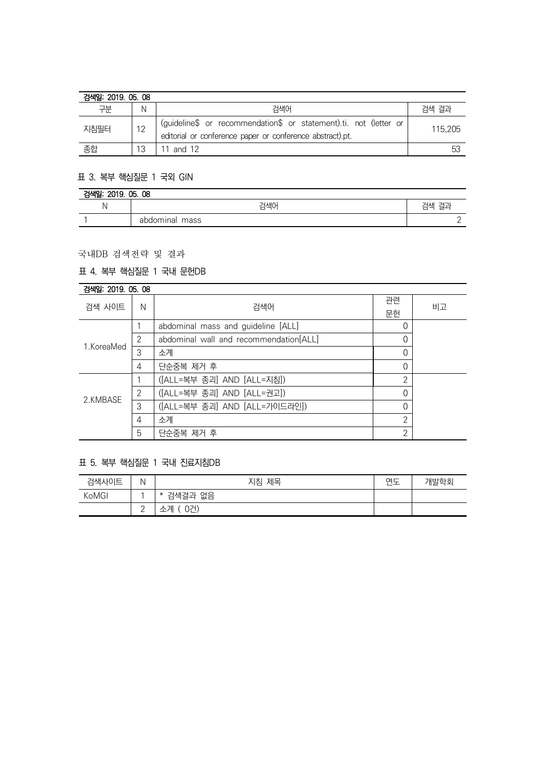| 검색일: 2019. 05. 08 | | | |
|---|---|---|---|
| 구분 | N | 검색어 | 검색 결과 |
| 지침필터 | 12 | (guideline$ or recommendation$ or statement).ti. not (letter or editorial or conference paper or conference abstract).pt. | 115,205 |
| 종합 | 13 | 11 and 12 | 53 |

### 표 3. 복부 핵심질문 1 국외 GIN

| 검색일: 2019. 05. 08 | | |
|---|---|---|
| N | 검색어 | 검색 결과 |
| 1 | abdominal mass | 2 |

## 국내DB 검색전략 및 결과

### 표 4. 복부 핵심질문 1 국내 문헌DB

| 검색일: 2019. 05. 08 | | | | |
|---|---|---|---|---|
| 검색 사이트 | N | 검색어 | 관련 문헌 | 비고 |
| 1.KoreaMed | 1 | abdominal mass and guideline [ALL] | 0 | |
| | 2 | abdominal wall and recommendation[ALL] | 0 | |
| | 3 | 소계 | 0 | |
| | 4 | 단순중복 제거 후 | 0 | |
| 2.KMBASE | 1 | ([ALL=복부 종괴] AND [ALL=지침]) | 2 | |
| | 2 | ([ALL=복부 종괴] AND [ALL=권고]) | 0 | |
| | 3 | ([ALL=복부 종괴] AND [ALL=가이드라인]) | 0 | |
| | 4 | 소계 | 2 | |
| | 5 | 단순중복 제거 후 | 2 | |

### 표 5. 복부 핵심질문 1 국내 진료지침DB

| 검색사이트 | N | 지침 제목 | 연도 | 개발학회 |
|---|---|---|---|---|
| KoMGI | 1 | * 검색결과 없음 | | |
| | 2 | 소계 ( 0건) | | |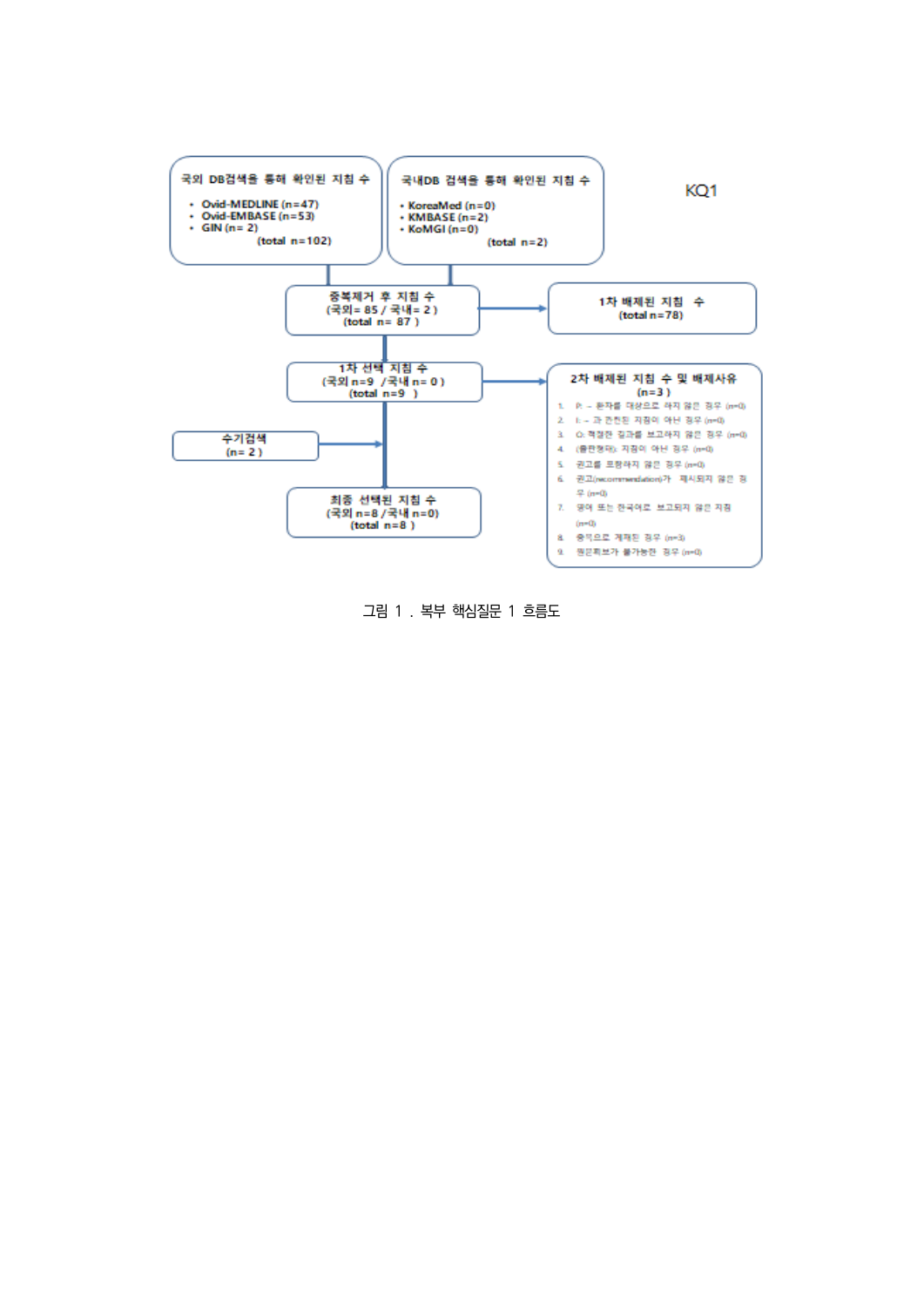KQ1

국외 DB검색을 통해 확인된 지침 수

- Ovid-MEDLINE (n=47)
- Ovid-EMBASE (n=53)
- GIN (n= 2)

(total n=102)

국내DB 검색을 통해 확인된 지침 수

- KoreaMed (n=0)
- KMBASE (n=2)
- KoMGI (n=0)

(total n=2)

중복제거 후 지침 수
(국외= 85 / 국내= 2 )
(total n= 87 )

1차 배제된 지침 수
(total n=78)

1차 선택 지침 수
(국외 n=9 /국내 n= 0 )
(total n=9 )

2차 배제된 지침 수 및 배제사유
(n=3 )

1. P: - 환자를 대상으로 하지 않은 경우 (n=0)
2. I: - 과 관련된 지침이 아닌 경우 (n=0)
3. O: 핵심적 결과를 보고하지 않은 경우 (n=0)
4. (출판형태) 지침이 아닌 경우 (n=0)
5. 권고를 포함하지 않은 경우 (n=0)
6. 권고(recommendation)가 제시되지 않은 경우 (n=0)
7. 영어 또는 한국어로 보고되지 않은 지침 (n=0)
8. 중복으로 게재된 경우 (n=3)
9. 원문확보가 불가능한 경우 (n=0)

수기검색
(n= 2 )

최종 선택된 지침 수
(국외 n=8 /국내 n=0)
(total n=8 )

그림 1 . 복부 핵심질문 1 흐름도